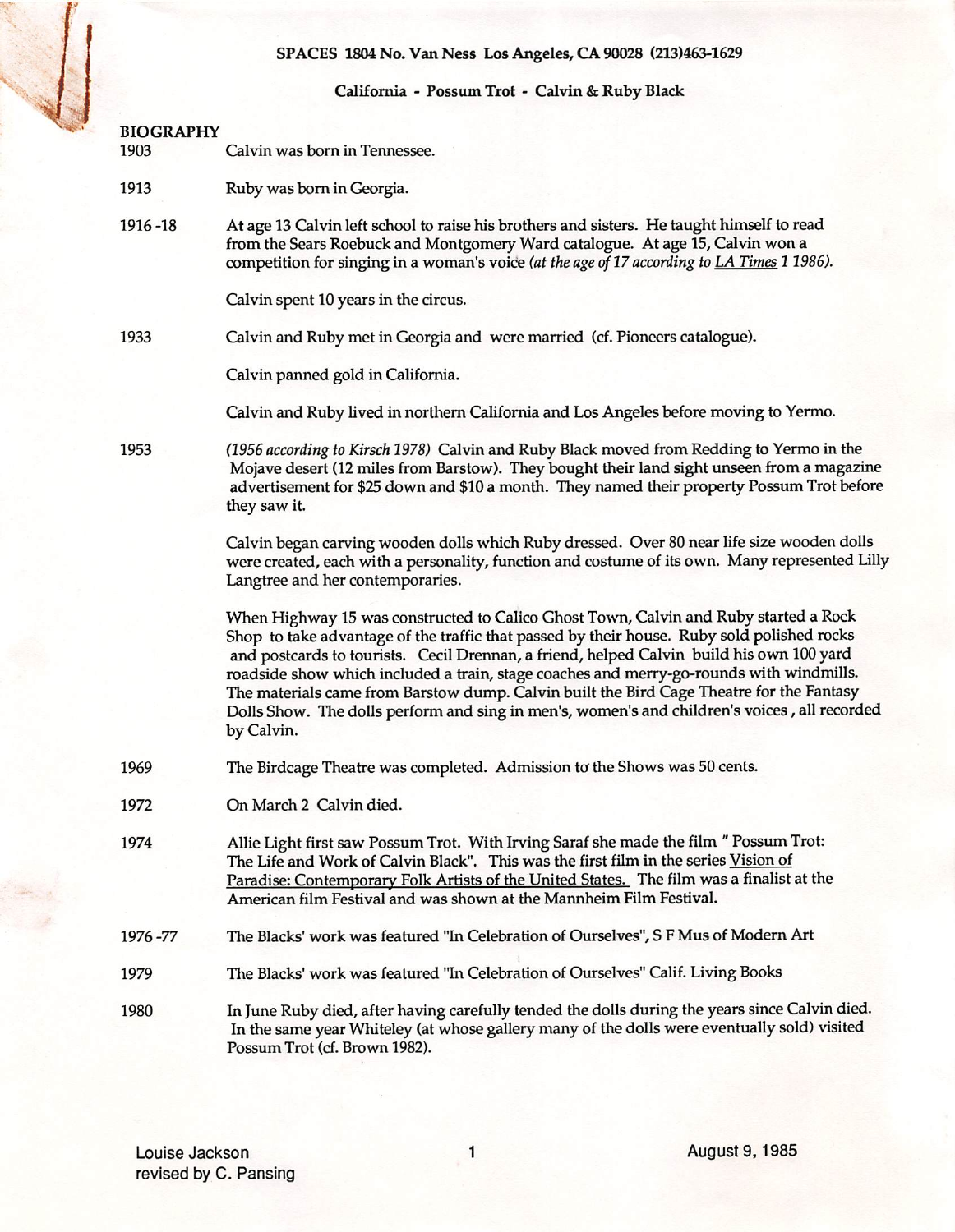SPACES 1804 No. Van Ness Los Angeles, CA 90028 (213)463-1629

California - Possum Trot - Calvin & Ruby Black

## BIOGRAPHY

| | |
|---|---|
| 1903 | Calvin was born in Tennessee. |
| 1913 | Ruby was born in Georgia. |
| 1916 -18 | At age 13 Calvin left school to raise his brothers and sisters. He taught himself to read from the Sears Roebuck and Montgomery Ward catalogue. At age 15, Calvin won a competition for singing in a woman's voice *(at the age of 17 according to LA Times 1 1986).* |
| | Calvin spent 10 years in the circus. |
| 1933 | Calvin and Ruby met in Georgia and were married (cf. Pioneers catalogue). |
| | Calvin panned gold in California. |
| | Calvin and Ruby lived in northern California and Los Angeles before moving to Yermo. |
| 1953 | *(1956 according to Kirsch 1978)* Calvin and Ruby Black moved from Redding to Yermo in the Mojave desert (12 miles from Barstow). They bought their land sight unseen from a magazine advertisement for $25 down and $10 a month. They named their property Possum Trot before they saw it. |
| | Calvin began carving wooden dolls which Ruby dressed. Over 80 near life size wooden dolls were created, each with a personality, function and costume of its own. Many represented Lilly Langtree and her contemporaries. |
| | When Highway 15 was constructed to Calico Ghost Town, Calvin and Ruby started a Rock Shop to take advantage of the traffic that passed by their house. Ruby sold polished rocks and postcards to tourists. Cecil Drennan, a friend, helped Calvin build his own 100 yard roadside show which included a train, stage coaches and merry-go-rounds with windmills. The materials came from Barstow dump. Calvin built the Bird Cage Theatre for the Fantasy Dolls Show. The dolls perform and sing in men's, women's and children's voices, all recorded by Calvin. |
| 1969 | The Birdcage Theatre was completed. Admission to the Shows was 50 cents. |
| 1972 | On March 2 Calvin died. |
| 1974 | Allie Light first saw Possum Trot. With Irving Saraf she made the film " Possum Trot: The Life and Work of Calvin Black". This was the first film in the series Vision of Paradise: Contemporary Folk Artists of the United States. The film was a finalist at the American film Festival and was shown at the Mannheim Film Festival. |
| 1976 -77 | The Blacks' work was featured "In Celebration of Ourselves", S F Mus of Modern Art |
| 1979 | The Blacks' work was featured "In Celebration of Ourselves" Calif. Living Books |
| 1980 | In June Ruby died, after having carefully tended the dolls during the years since Calvin died. In the same year Whiteley (at whose gallery many of the dolls were eventually sold) visited Possum Trot (cf. Brown 1982). |

Louise Jackson
revised by C. Pansing

August 9, 1985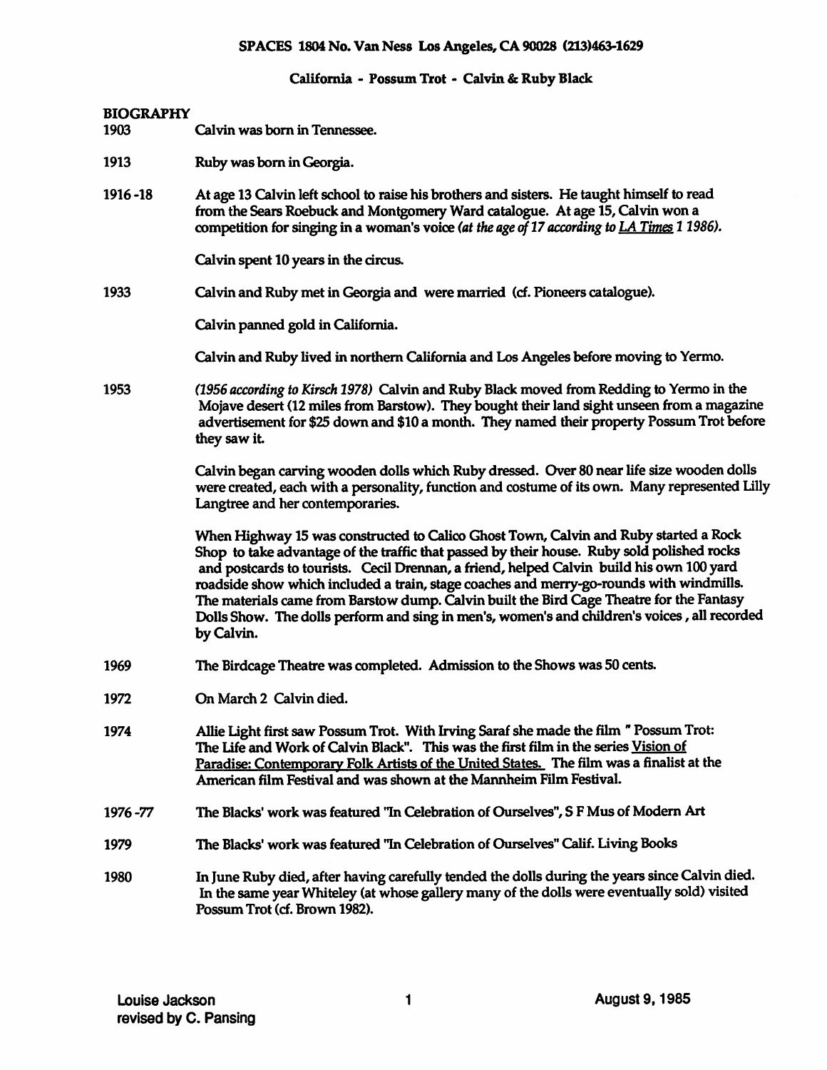SPACES 1804 No. Van Ness Los Angeles, CA 90028 (213)463-1629

California - Possum Trot - Calvin & Ruby Black

**BIOGRAPHY**

| | |
|---|---|
| 1903 | Calvin was born in Tennessee. |
| 1913 | Ruby was born in Georgia. |
| 1916 -18 | At age 13 Calvin left school to raise his brothers and sisters. He taught himself to read from the Sears Roebuck and Montgomery Ward catalogue. At age 15, Calvin won a competition for singing in a woman's voice *(at the age of 17 according to LA Times 1 1986).* |
| | Calvin spent 10 years in the circus. |
| 1933 | Calvin and Ruby met in Georgia and were married (cf. Pioneers catalogue). |
| | Calvin panned gold in California. |
| | Calvin and Ruby lived in northern California and Los Angeles before moving to Yermo. |
| 1953 | *(1956 according to Kirsch 1978)* Calvin and Ruby Black moved from Redding to Yermo in the Mojave desert (12 miles from Barstow). They bought their land sight unseen from a magazine advertisement for $25 down and $10 a month. They named their property Possum Trot before they saw it. |
| | Calvin began carving wooden dolls which Ruby dressed. Over 80 near life size wooden dolls were created, each with a personality, function and costume of its own. Many represented Lilly Langtree and her contemporaries. |
| | When Highway 15 was constructed to Calico Ghost Town, Calvin and Ruby started a Rock Shop to take advantage of the traffic that passed by their house. Ruby sold polished rocks and postcards to tourists. Cecil Drennan, a friend, helped Calvin build his own 100 yard roadside show which included a train, stage coaches and merry-go-rounds with windmills. The materials came from Barstow dump. Calvin built the Bird Cage Theatre for the Fantasy Dolls Show. The dolls perform and sing in men's, women's and children's voices , all recorded by Calvin. |
| 1969 | The Birdcage Theatre was completed. Admission to the Shows was 50 cents. |
| 1972 | On March 2 Calvin died. |
| 1974 | Allie Light first saw Possum Trot. With Irving Saraf she made the film " Possum Trot: The Life and Work of Calvin Black". This was the first film in the series Vision of Paradise: Contemporary Folk Artists of the United States. The film was a finalist at the American film Festival and was shown at the Mannheim Film Festival. |
| 1976 -77 | The Blacks' work was featured "In Celebration of Ourselves", S F Mus of Modern Art |
| 1979 | The Blacks' work was featured "In Celebration of Ourselves" Calif. Living Books |
| 1980 | In June Ruby died, after having carefully tended the dolls during the years since Calvin died. In the same year Whiteley (at whose gallery many of the dolls were eventually sold) visited Possum Trot (cf. Brown 1982). |

Louise Jackson
revised by C. Pansing

August 9, 1985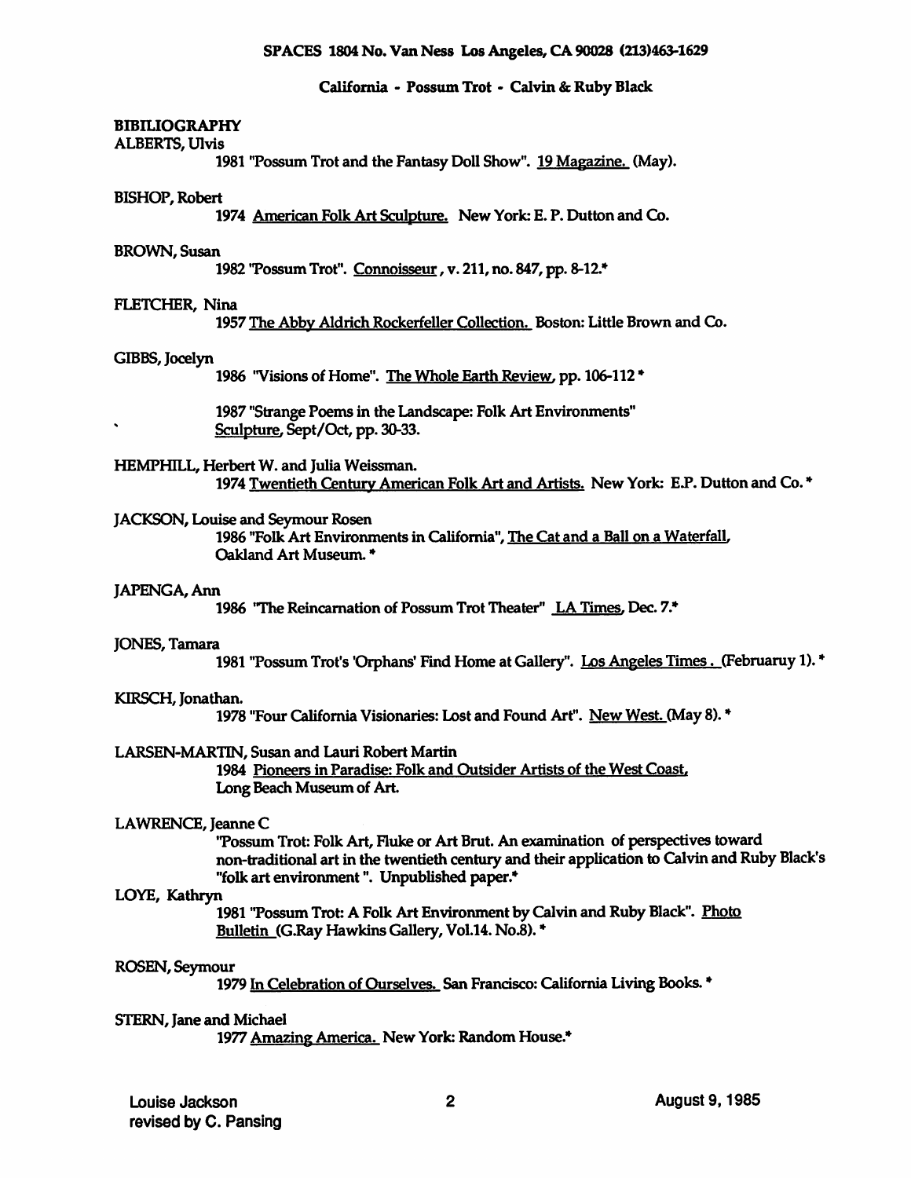SPACES 1804 No. Van Ness Los Angeles, CA 90028 (213)463-1629

California - Possum Trot - Calvin & Ruby Black

## BIBILIOGRAPHY

ALBERTS, Ulvis

1981 "Possum Trot and the Fantasy Doll Show". 19 Magazine. (May).

BISHOP, Robert

1974 American Folk Art Sculpture. New York: E. P. Dutton and Co.

BROWN, Susan

1982 "Possum Trot". Connoisseur, v. 211, no. 847, pp. 8-12.*

FLETCHER, Nina

1957 The Abby Aldrich Rockerfeller Collection. Boston: Little Brown and Co.

GIBBS, Jocelyn

1986 "Visions of Home". The Whole Earth Review, pp. 106-112 *

1987 "Strange Poems in the Landscape: Folk Art Environments" Sculpture, Sept/Oct, pp. 30-33.

HEMPHILL, Herbert W. and Julia Weissman.

1974 Twentieth Century American Folk Art and Artists. New York: E.P. Dutton and Co. *

JACKSON, Louise and Seymour Rosen

1986 "Folk Art Environments in California", The Cat and a Ball on a Waterfall, Oakland Art Museum. *

JAPENGA, Ann

1986 "The Reincarnation of Possum Trot Theater" LA Times, Dec. 7.*

JONES, Tamara

1981 "Possum Trot's 'Orphans' Find Home at Gallery". Los Angeles Times. (Februaruy 1). *

KIRSCH, Jonathan.

1978 "Four California Visionaries: Lost and Found Art". New West. (May 8). *

LARSEN-MARTIN, Susan and Lauri Robert Martin

1984 Pioneers in Paradise: Folk and Outsider Artists of the West Coast, Long Beach Museum of Art.

LAWRENCE, Jeanne C

"Possum Trot: Folk Art, Fluke or Art Brut. An examination of perspectives toward non-traditional art in the twentieth century and their application to Calvin and Ruby Black's "folk art environment ". Unpublished paper.*

LOYE, Kathryn

1981 "Possum Trot: A Folk Art Environment by Calvin and Ruby Black". Photo Bulletin (G.Ray Hawkins Gallery, Vol.14. No.8). *

ROSEN, Seymour

1979 In Celebration of Ourselves. San Francisco: California Living Books. *

STERN, Jane and Michael

1977 Amazing America. New York: Random House.*

Louise Jackson
revised by C. Pansing

August 9, 1985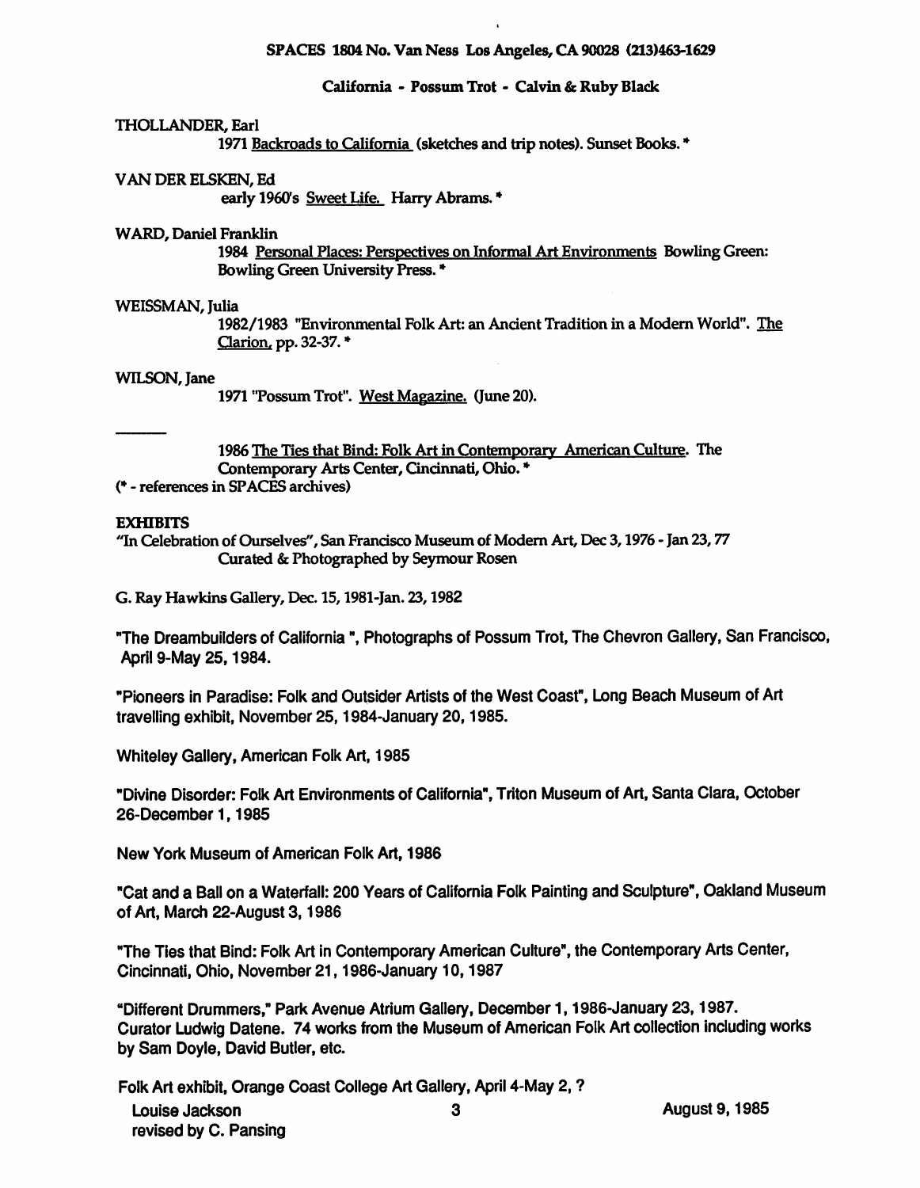SPACES 1804 No. Van Ness Los Angeles, CA 90028 (213)463-1629

California - Possum Trot - Calvin & Ruby Black

THOLLANDER, Earl

1971 Backroads to California (sketches and trip notes). Sunset Books. *

VAN DER ELSKEN, Ed

early 1960's Sweet Life. Harry Abrams. *

WARD, Daniel Franklin

1984 Personal Places: Perspectives on Informal Art Environments Bowling Green: Bowling Green University Press. *

WEISSMAN, Julia

1982/1983 "Environmental Folk Art: an Ancient Tradition in a Modern World". The Clarion, pp. 32-37. *

WILSON, Jane

1971 "Possum Trot". West Magazine. (June 20).

\_\_\_\_\_\_

1986 The Ties that Bind: Folk Art in Contemporary American Culture. The Contemporary Arts Center, Cincinnati, Ohio. *

(* - references in SPACES archives)

**EXHIBITS**

"In Celebration of Ourselves", San Francisco Museum of Modern Art, Dec 3, 1976 - Jan 23, 77
Curated & Photographed by Seymour Rosen

G. Ray Hawkins Gallery, Dec. 15, 1981-Jan. 23, 1982

"The Dreambuilders of California ", Photographs of Possum Trot, The Chevron Gallery, San Francisco, April 9-May 25, 1984.

"Pioneers in Paradise: Folk and Outsider Artists of the West Coast", Long Beach Museum of Art travelling exhibit, November 25, 1984-January 20, 1985.

Whiteley Gallery, American Folk Art, 1985

"Divine Disorder: Folk Art Environments of California", Triton Museum of Art, Santa Clara, October 26-December 1, 1985

New York Museum of American Folk Art, 1986

"Cat and a Ball on a Waterfall: 200 Years of California Folk Painting and Sculpture", Oakland Museum of Art, March 22-August 3, 1986

"The Ties that Bind: Folk Art in Contemporary American Culture", the Contemporary Arts Center, Cincinnati, Ohio, November 21, 1986-January 10, 1987

"Different Drummers," Park Avenue Atrium Gallery, December 1, 1986-January 23, 1987.
Curator Ludwig Datene. 74 works from the Museum of American Folk Art collection including works by Sam Doyle, David Butler, etc.

Folk Art exhibit, Orange Coast College Art Gallery, April 4-May 2, ?

Louise Jackson
revised by C. Pansing

August 9, 1985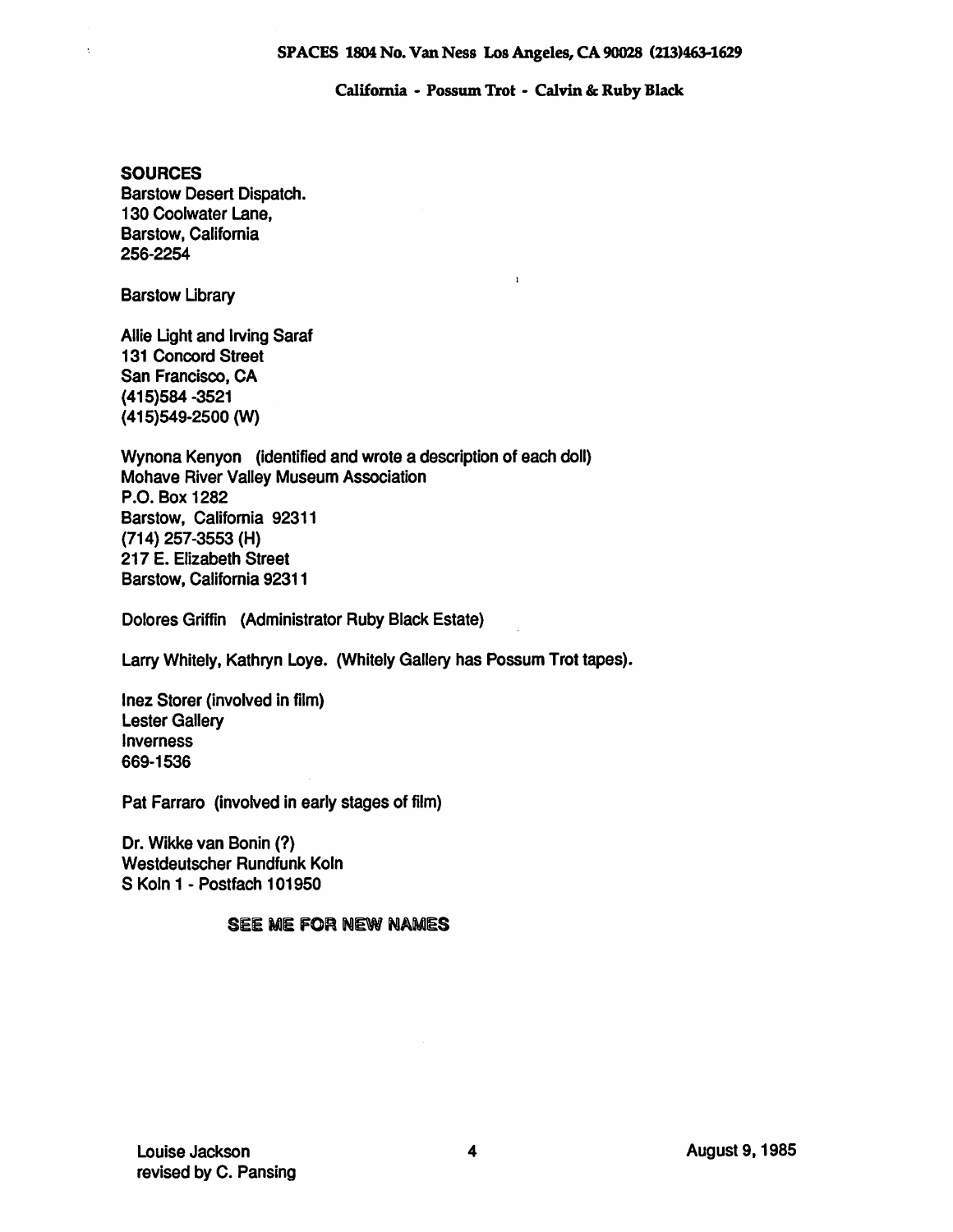## SOURCES

Barstow Desert Dispatch.
130 Coolwater Lane,
Barstow, California
256-2254

Barstow Library

Allie Light and Irving Saraf
131 Concord Street
San Francisco, CA
(415)584 -3521
(415)549-2500 (W)

Wynona Kenyon (identified and wrote a description of each doll)
Mohave River Valley Museum Association
P.O. Box 1282
Barstow, California 92311
(714) 257-3553 (H)
217 E. Elizabeth Street
Barstow, California 92311

Dolores Griffin (Administrator Ruby Black Estate)

Larry Whitely, Kathryn Loye. (Whitely Gallery has Possum Trot tapes).

Inez Storer (involved in film)
Lester Gallery
Inverness
669-1536

Pat Farraro (involved in early stages of film)

Dr. Wikke van Bonin (?)
Westdeutscher Rundfunk Koln
S Koln 1 - Postfach 101950

**SEE ME FOR NEW NAMES**

Louise Jackson
revised by C. Pansing

August 9, 1985